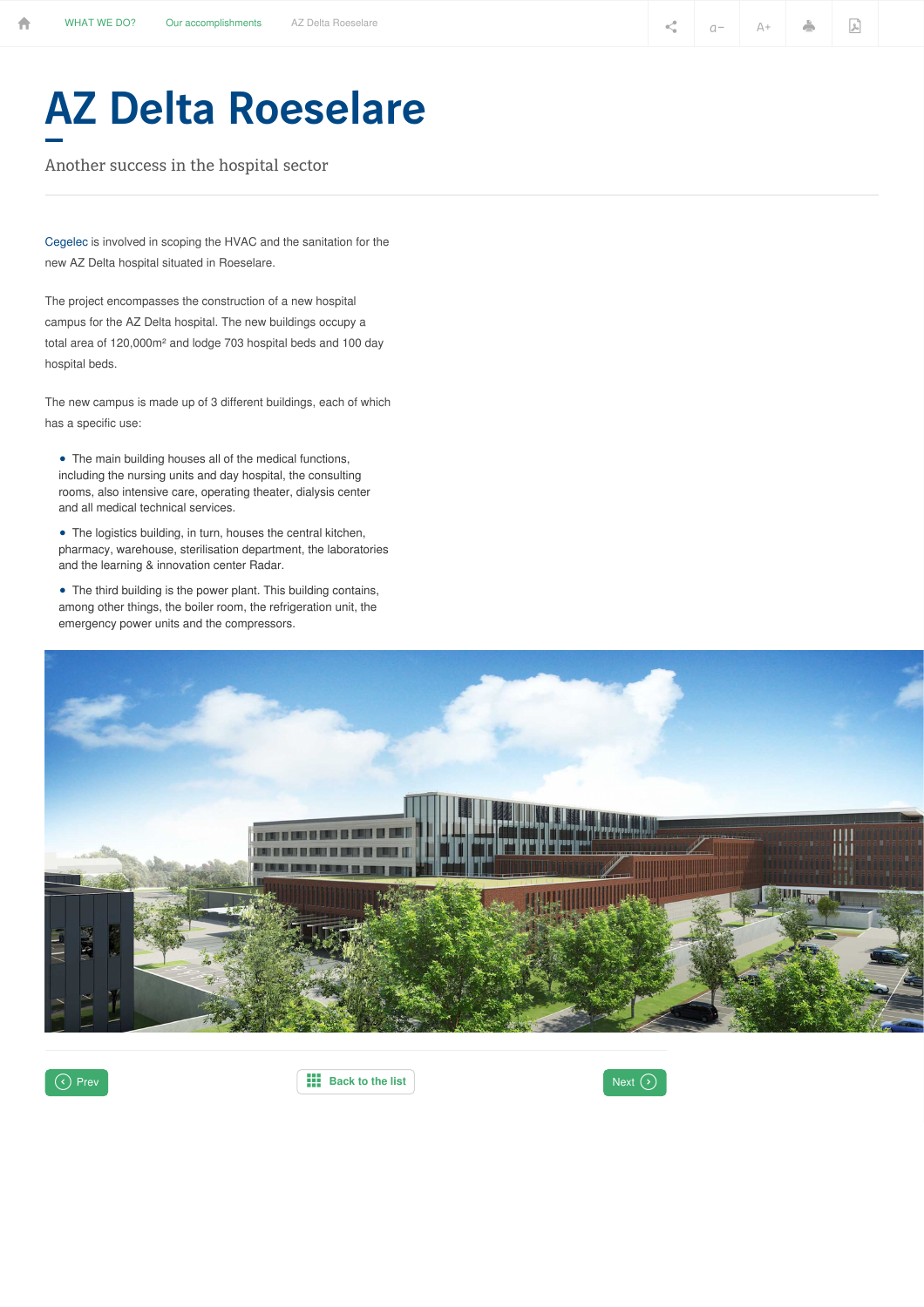# AZ Delta Roeselare

Another success in the hospital sector

Cegelec is involved in scoping the HVAC and the sanitation for the new AZ Delta hospital situated in Roeselare.

The project encompasses the construction of a new hospital campus for the AZ Delta hospital. The new buildings occupy a total area of 120,000m² and lodge 703 hospital beds and 100 day hospital beds.

The new campus is made up of 3 different buildings, each of which has a specific use:

- The main building houses all of the medical functions, including the nursing units and day hospital, the consulting rooms, also intensive care, operating theater, dialysis center and all medical technical services.
- The logistics building, in turn, houses the central kitchen, pharmacy, warehouse, sterilisation department, the laboratories and the learning & innovation center Radar.
- The third building is the power plant. This building contains, among other things, the boiler room, the refrigeration unit, the emergency power units and the compressors.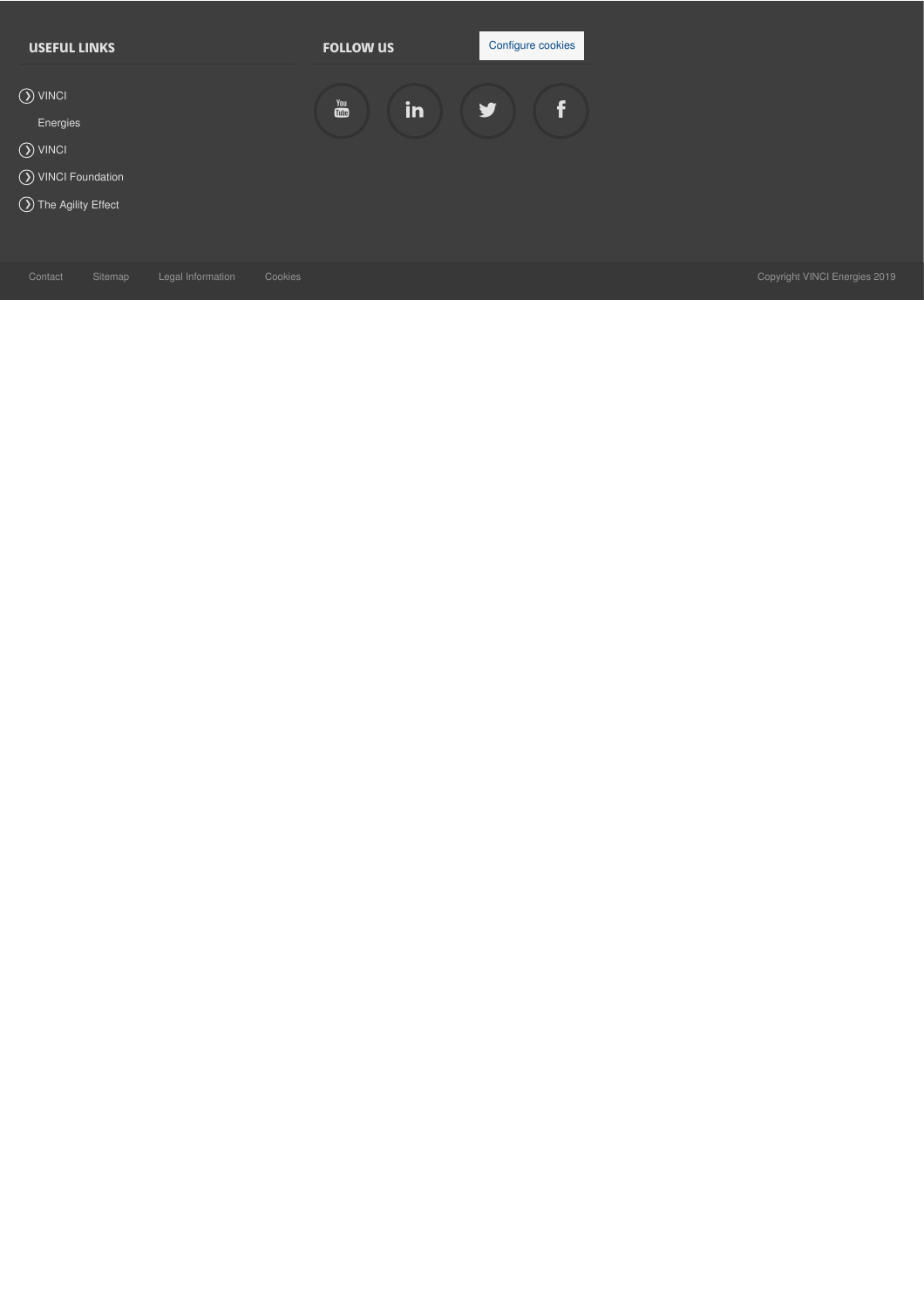## USEFUL LINKS

- VINCI Energies
- VINCI
- VINCI Foundation
- The Agility Effect

## FOLLOW US

Configure cookies

Contact Sitemap Legal Information Cookies

Copyright VINCI Energies 2019